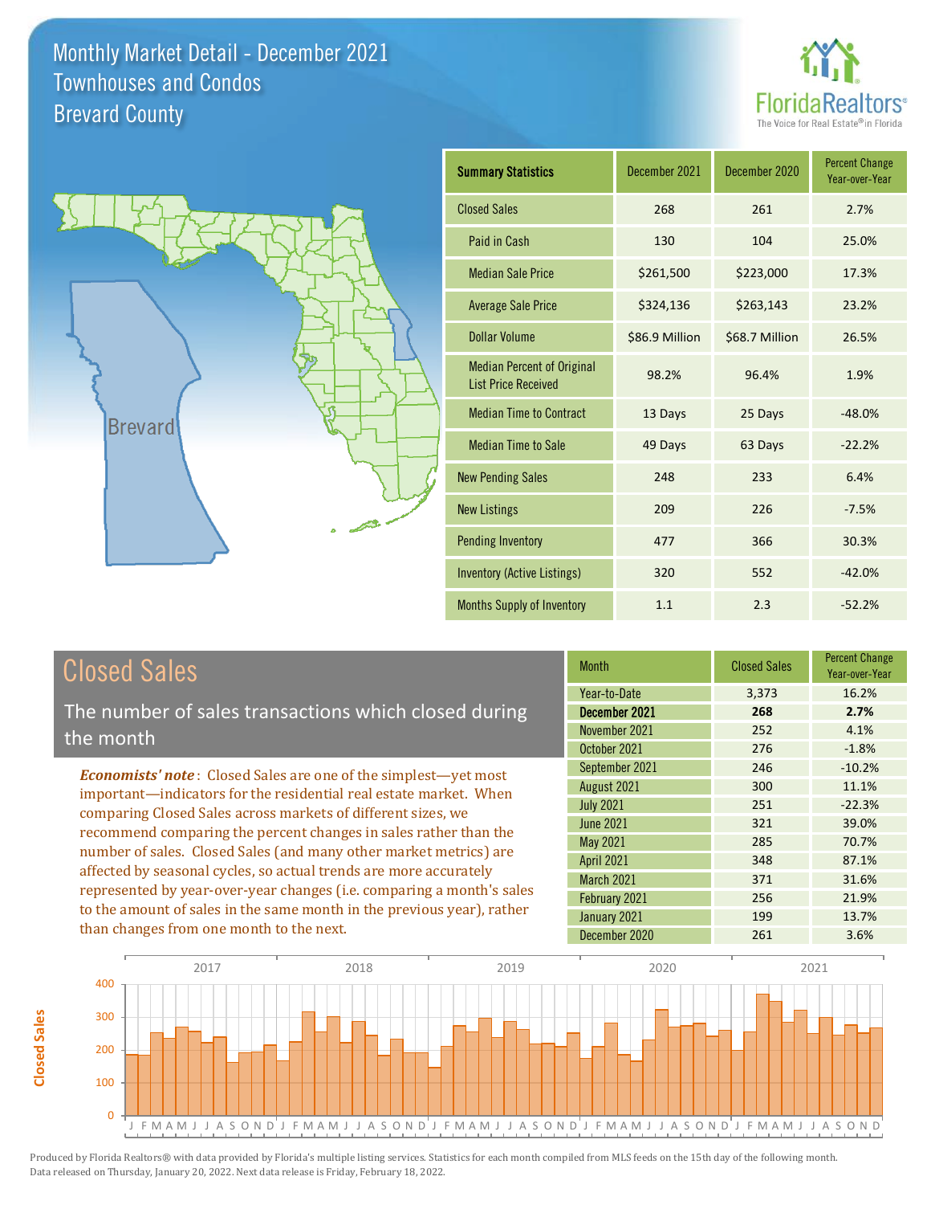# Monthly Market Detail - December 2021
## Townhouses and Condos
## Brevard County

FloridaRealtors®
The Voice for Real Estate® in Florida

Brevard

| Summary Statistics | December 2021 | December 2020 | Percent Change Year-over-Year |
|---|---|---|---|
| Closed Sales | 268 | 261 | 2.7% |
| Paid in Cash | 130 | 104 | 25.0% |
| Median Sale Price | $261,500 | $223,000 | 17.3% |
| Average Sale Price | $324,136 | $263,143 | 23.2% |
| Dollar Volume | $86.9 Million | $68.7 Million | 26.5% |
| Median Percent of Original List Price Received | 98.2% | 96.4% | 1.9% |
| Median Time to Contract | 13 Days | 25 Days | -48.0% |
| Median Time to Sale | 49 Days | 63 Days | -22.2% |
| New Pending Sales | 248 | 233 | 6.4% |
| New Listings | 209 | 226 | -7.5% |
| Pending Inventory | 477 | 366 | 30.3% |
| Inventory (Active Listings) | 320 | 552 | -42.0% |
| Months Supply of Inventory | 1.1 | 2.3 | -52.2% |

## Closed Sales

The number of sales transactions which closed during the month

*Economists' note*: Closed Sales are one of the simplest—yet most important—indicators for the residential real estate market. When comparing Closed Sales across markets of different sizes, we recommend comparing the percent changes in sales rather than the number of sales. Closed Sales (and many other market metrics) are affected by seasonal cycles, so actual trends are more accurately represented by year-over-year changes (i.e. comparing a month's sales to the amount of sales in the same month in the previous year), rather than changes from one month to the next.

| Month | Closed Sales | Percent Change Year-over-Year |
|---|---|---|
| Year-to-Date | 3,373 | 16.2% |
| **December 2021** | **268** | **2.7%** |
| November 2021 | 252 | 4.1% |
| October 2021 | 276 | -1.8% |
| September 2021 | 246 | -10.2% |
| August 2021 | 300 | 11.1% |
| July 2021 | 251 | -22.3% |
| June 2021 | 321 | 39.0% |
| May 2021 | 285 | 70.7% |
| April 2021 | 348 | 87.1% |
| March 2021 | 371 | 31.6% |
| February 2021 | 256 | 21.9% |
| January 2021 | 199 | 13.7% |
| December 2020 | 261 | 3.6% |

Produced by Florida Realtors® with data provided by Florida's multiple listing services. Statistics for each month compiled from MLS feeds on the 15th day of the following month. Data released on Thursday, January 20, 2022. Next data release is Friday, February 18, 2022.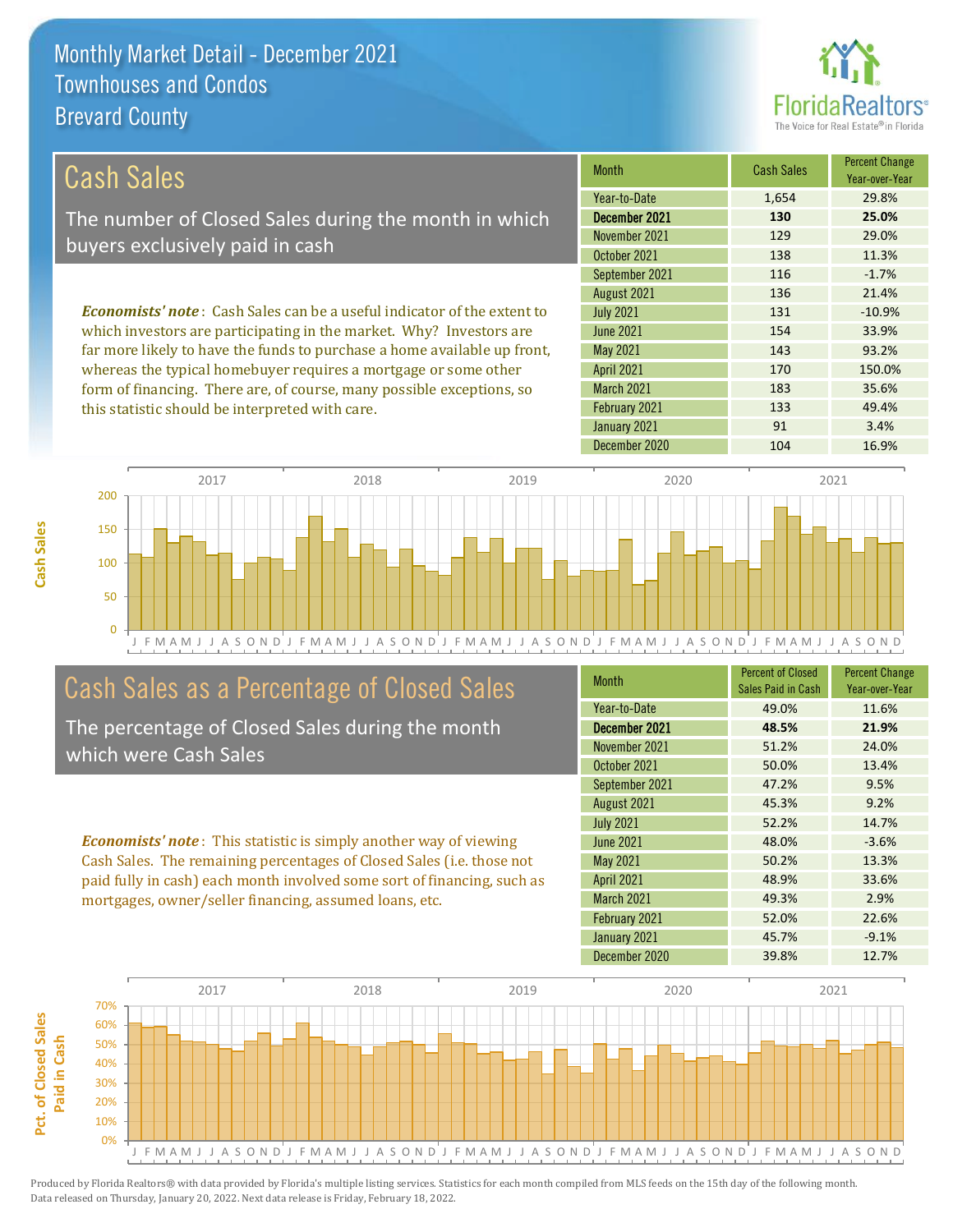# Monthly Market Detail - December 2021
## Townhouses and Condos
## Brevard County

## Cash Sales

The number of Closed Sales during the month in which buyers exclusively paid in cash

*Economists' note*: Cash Sales can be a useful indicator of the extent to which investors are participating in the market. Why? Investors are far more likely to have the funds to purchase a home available up front, whereas the typical homebuyer requires a mortgage or some other form of financing. There are, of course, many possible exceptions, so this statistic should be interpreted with care.

| Month | Cash Sales | Percent Change Year-over-Year |
|---|---|---|
| Year-to-Date | 1,654 | 29.8% |
| **December 2021** | **130** | **25.0%** |
| November 2021 | 129 | 29.0% |
| October 2021 | 138 | 11.3% |
| September 2021 | 116 | -1.7% |
| August 2021 | 136 | 21.4% |
| July 2021 | 131 | -10.9% |
| June 2021 | 154 | 33.9% |
| May 2021 | 143 | 93.2% |
| April 2021 | 170 | 150.0% |
| March 2021 | 183 | 35.6% |
| February 2021 | 133 | 49.4% |
| January 2021 | 91 | 3.4% |
| December 2020 | 104 | 16.9% |

## Cash Sales as a Percentage of Closed Sales

The percentage of Closed Sales during the month which were Cash Sales

*Economists' note*: This statistic is simply another way of viewing Cash Sales. The remaining percentages of Closed Sales (i.e. those not paid fully in cash) each month involved some sort of financing, such as mortgages, owner/seller financing, assumed loans, etc.

| Month | Percent of Closed Sales Paid in Cash | Percent Change Year-over-Year |
|---|---|---|
| Year-to-Date | 49.0% | 11.6% |
| **December 2021** | **48.5%** | **21.9%** |
| November 2021 | 51.2% | 24.0% |
| October 2021 | 50.0% | 13.4% |
| September 2021 | 47.2% | 9.5% |
| August 2021 | 45.3% | 9.2% |
| July 2021 | 52.2% | 14.7% |
| June 2021 | 48.0% | -3.6% |
| May 2021 | 50.2% | 13.3% |
| April 2021 | 48.9% | 33.6% |
| March 2021 | 49.3% | 2.9% |
| February 2021 | 52.0% | 22.6% |
| January 2021 | 45.7% | -9.1% |
| December 2020 | 39.8% | 12.7% |

Produced by Florida Realtors® with data provided by Florida's multiple listing services. Statistics for each month compiled from MLS feeds on the 15th day of the following month. Data released on Thursday, January 20, 2022. Next data release is Friday, February 18, 2022.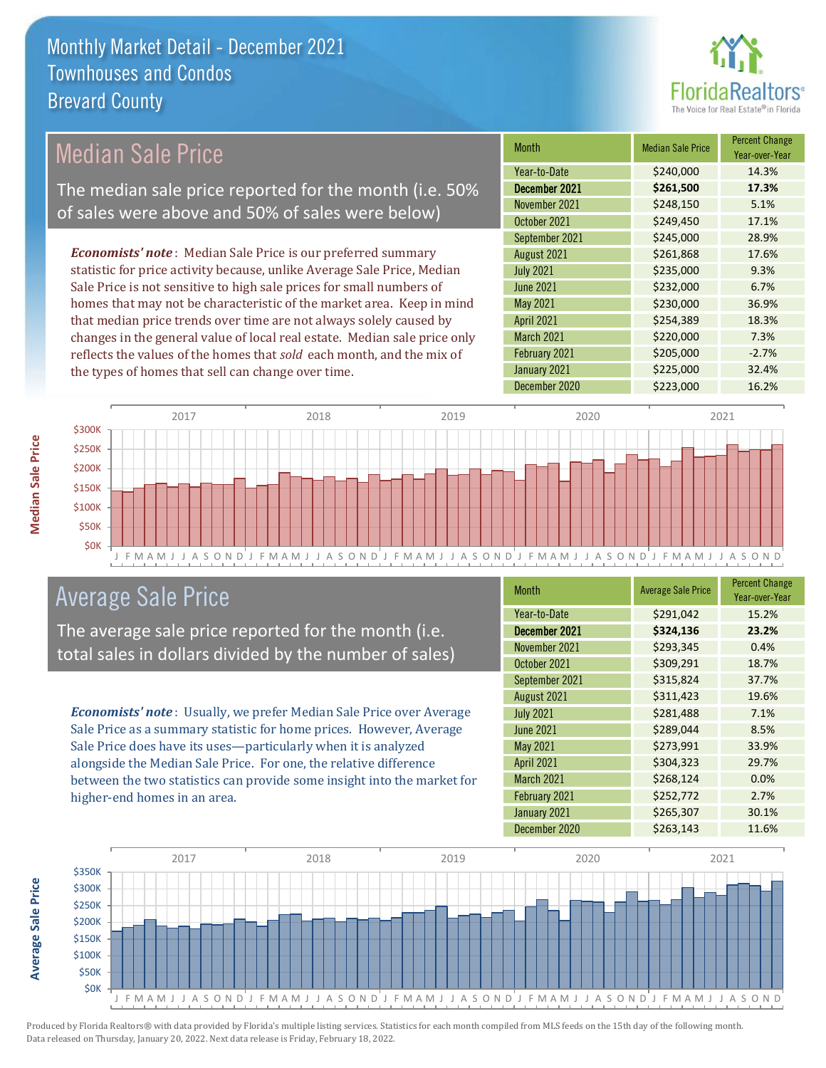# Monthly Market Detail - December 2021
## Townhouses and Condos
## Brevard County

## Median Sale Price

The median sale price reported for the month (i.e. 50% of sales were above and 50% of sales were below)

*Economists' note*: Median Sale Price is our preferred summary statistic for price activity because, unlike Average Sale Price, Median Sale Price is not sensitive to high sale prices for small numbers of homes that may not be characteristic of the market area. Keep in mind that median price trends over time are not always solely caused by changes in the general value of local real estate. Median sale price only reflects the values of the homes that *sold* each month, and the mix of the types of homes that sell can change over time.

| Month | Median Sale Price | Percent Change Year-over-Year |
|---|---|---|
| Year-to-Date | $240,000 | 14.3% |
| **December 2021** | **$261,500** | **17.3%** |
| November 2021 | $248,150 | 5.1% |
| October 2021 | $249,450 | 17.1% |
| September 2021 | $245,000 | 28.9% |
| August 2021 | $261,868 | 17.6% |
| July 2021 | $235,000 | 9.3% |
| June 2021 | $232,000 | 6.7% |
| May 2021 | $230,000 | 36.9% |
| April 2021 | $254,389 | 18.3% |
| March 2021 | $220,000 | 7.3% |
| February 2021 | $205,000 | -2.7% |
| January 2021 | $225,000 | 32.4% |
| December 2020 | $223,000 | 16.2% |

## Average Sale Price

The average sale price reported for the month (i.e. total sales in dollars divided by the number of sales)

*Economists' note*: Usually, we prefer Median Sale Price over Average Sale Price as a summary statistic for home prices. However, Average Sale Price does have its uses—particularly when it is analyzed alongside the Median Sale Price. For one, the relative difference between the two statistics can provide some insight into the market for higher-end homes in an area.

| Month | Average Sale Price | Percent Change Year-over-Year |
|---|---|---|
| Year-to-Date | $291,042 | 15.2% |
| **December 2021** | **$324,136** | **23.2%** |
| November 2021 | $293,345 | 0.4% |
| October 2021 | $309,291 | 18.7% |
| September 2021 | $315,824 | 37.7% |
| August 2021 | $311,423 | 19.6% |
| July 2021 | $281,488 | 7.1% |
| June 2021 | $289,044 | 8.5% |
| May 2021 | $273,991 | 33.9% |
| April 2021 | $304,323 | 29.7% |
| March 2021 | $268,124 | 0.0% |
| February 2021 | $252,772 | 2.7% |
| January 2021 | $265,307 | 30.1% |
| December 2020 | $263,143 | 11.6% |

Produced by Florida Realtors® with data provided by Florida's multiple listing services. Statistics for each month compiled from MLS feeds on the 15th day of the following month. Data released on Thursday, January 20, 2022. Next data release is Friday, February 18, 2022.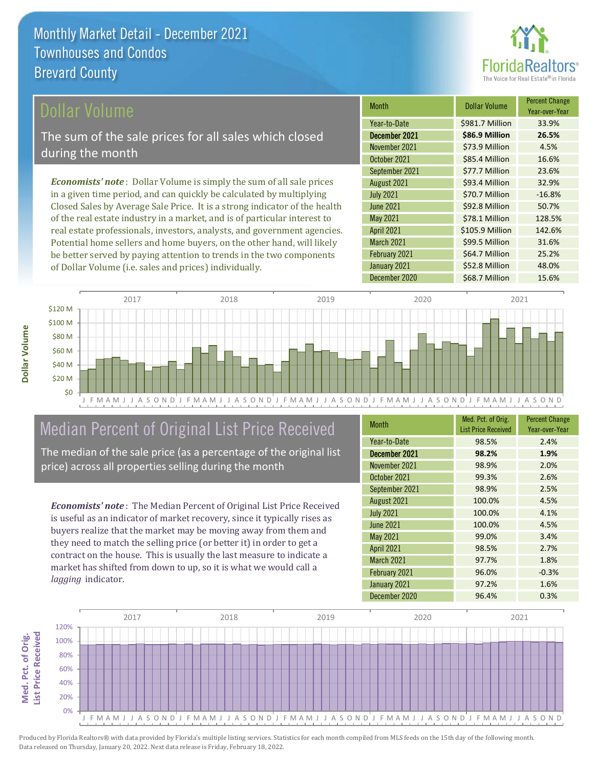Monthly Market Detail - December 2021
Townhouses and Condos
Brevard County

## Dollar Volume

The sum of the sale prices for all sales which closed during the month

*Economists' note*: Dollar Volume is simply the sum of all sale prices in a given time period, and can quickly be calculated by multiplying Closed Sales by Average Sale Price. It is a strong indicator of the health of the real estate industry in a market, and is of particular interest to real estate professionals, investors, analysts, and government agencies. Potential home sellers and home buyers, on the other hand, will likely be better served by paying attention to trends in the two components of Dollar Volume (i.e. sales and prices) individually.

| Month | Dollar Volume | Percent Change Year-over-Year |
|---|---|---|
| Year-to-Date | $981.7 Million | 33.9% |
| **December 2021** | **$86.9 Million** | **26.5%** |
| November 2021 | $73.9 Million | 4.5% |
| October 2021 | $85.4 Million | 16.6% |
| September 2021 | $77.7 Million | 23.6% |
| August 2021 | $93.4 Million | 32.9% |
| July 2021 | $70.7 Million | -16.8% |
| June 2021 | $92.8 Million | 50.7% |
| May 2021 | $78.1 Million | 128.5% |
| April 2021 | $105.9 Million | 142.6% |
| March 2021 | $99.5 Million | 31.6% |
| February 2021 | $64.7 Million | 25.2% |
| January 2021 | $52.8 Million | 48.0% |
| December 2020 | $68.7 Million | 15.6% |

## Median Percent of Original List Price Received

The median of the sale price (as a percentage of the original list price) across all properties selling during the month

*Economists' note*: The Median Percent of Original List Price Received is useful as an indicator of market recovery, since it typically rises as buyers realize that the market may be moving away from them and they need to match the selling price (or better it) in order to get a contract on the house. This is usually the last measure to indicate a market has shifted from down to up, so it is what we would call a *lagging* indicator.

| Month | Med. Pct. of Orig. List Price Received | Percent Change Year-over-Year |
|---|---|---|
| Year-to-Date | 98.5% | 2.4% |
| **December 2021** | **98.2%** | **1.9%** |
| November 2021 | 98.9% | 2.0% |
| October 2021 | 99.3% | 2.6% |
| September 2021 | 98.9% | 2.5% |
| August 2021 | 100.0% | 4.5% |
| July 2021 | 100.0% | 4.1% |
| June 2021 | 100.0% | 4.5% |
| May 2021 | 99.0% | 3.4% |
| April 2021 | 98.5% | 2.7% |
| March 2021 | 97.7% | 1.8% |
| February 2021 | 96.0% | -0.3% |
| January 2021 | 97.2% | 1.6% |
| December 2020 | 96.4% | 0.3% |

Produced by Florida Realtors® with data provided by Florida's multiple listing services. Statistics for each month compiled from MLS feeds on the 15th day of the following month. Data released on Thursday, January 20, 2022. Next data release is Friday, February 18, 2022.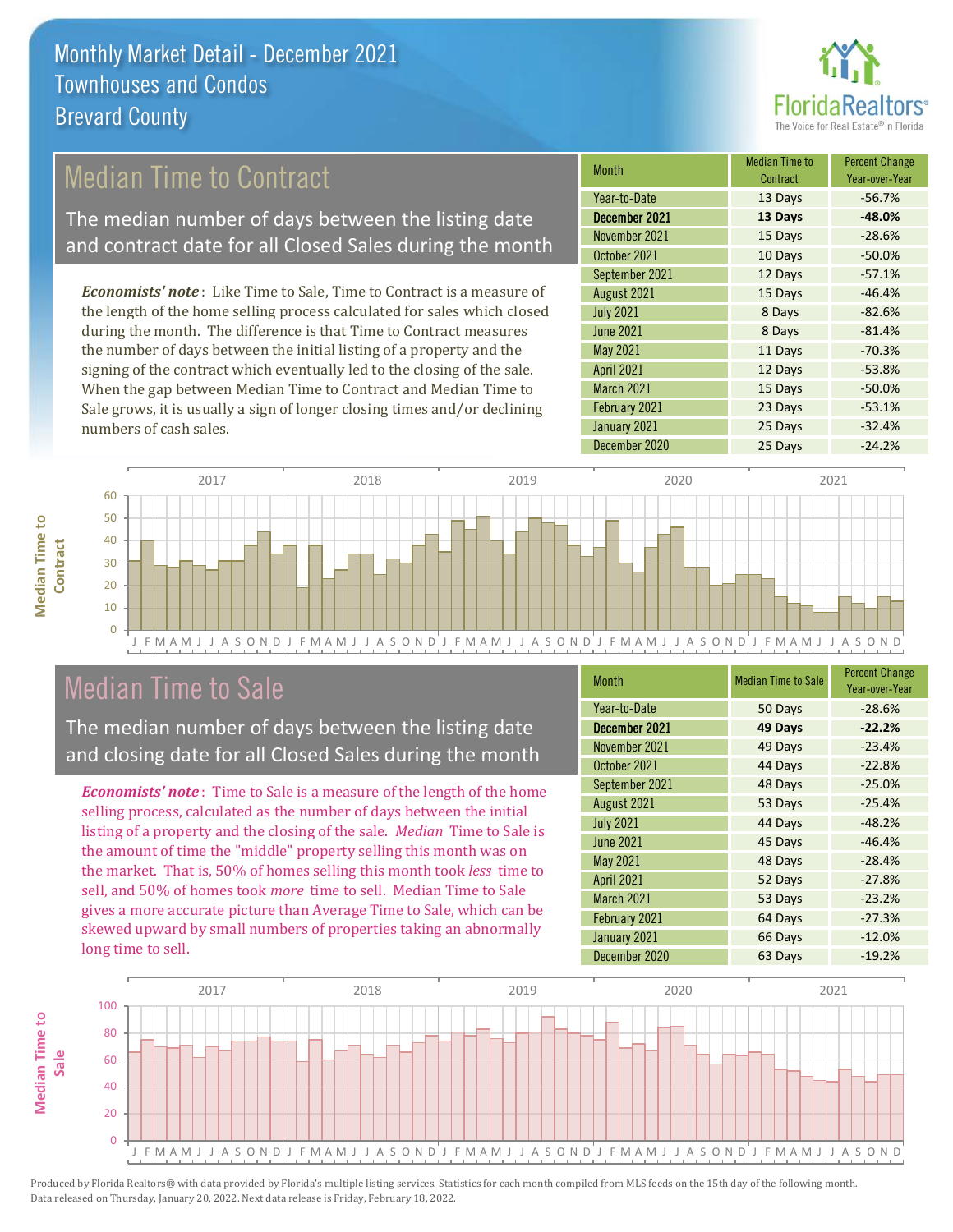# Monthly Market Detail - December 2021
## Townhouses and Condos
## Brevard County

## Median Time to Contract

The median number of days between the listing date and contract date for all Closed Sales during the month

***Economists' note***: Like Time to Sale, Time to Contract is a measure of the length of the home selling process calculated for sales which closed during the month. The difference is that Time to Contract measures the number of days between the initial listing of a property and the signing of the contract which eventually led to the closing of the sale. When the gap between Median Time to Contract and Median Time to Sale grows, it is usually a sign of longer closing times and/or declining numbers of cash sales.

| Month | Median Time to Contract | Percent Change Year-over-Year |
|---|---|---|
| Year-to-Date | 13 Days | -56.7% |
| **December 2021** | **13 Days** | **-48.0%** |
| November 2021 | 15 Days | -28.6% |
| October 2021 | 10 Days | -50.0% |
| September 2021 | 12 Days | -57.1% |
| August 2021 | 15 Days | -46.4% |
| July 2021 | 8 Days | -82.6% |
| June 2021 | 8 Days | -81.4% |
| May 2021 | 11 Days | -70.3% |
| April 2021 | 12 Days | -53.8% |
| March 2021 | 15 Days | -50.0% |
| February 2021 | 23 Days | -53.1% |
| January 2021 | 25 Days | -32.4% |
| December 2020 | 25 Days | -24.2% |

## Median Time to Sale

The median number of days between the listing date and closing date for all Closed Sales during the month

***Economists' note***: Time to Sale is a measure of the length of the home selling process, calculated as the number of days between the initial listing of a property and the closing of the sale. *Median* Time to Sale is the amount of time the "middle" property selling this month was on the market. That is, 50% of homes selling this month took *less* time to sell, and 50% of homes took *more* time to sell. Median Time to Sale gives a more accurate picture than Average Time to Sale, which can be skewed upward by small numbers of properties taking an abnormally long time to sell.

| Month | Median Time to Sale | Percent Change Year-over-Year |
|---|---|---|
| Year-to-Date | 50 Days | -28.6% |
| **December 2021** | **49 Days** | **-22.2%** |
| November 2021 | 49 Days | -23.4% |
| October 2021 | 44 Days | -22.8% |
| September 2021 | 48 Days | -25.0% |
| August 2021 | 53 Days | -25.4% |
| July 2021 | 44 Days | -48.2% |
| June 2021 | 45 Days | -46.4% |
| May 2021 | 48 Days | -28.4% |
| April 2021 | 52 Days | -27.8% |
| March 2021 | 53 Days | -23.2% |
| February 2021 | 64 Days | -27.3% |
| January 2021 | 66 Days | -12.0% |
| December 2020 | 63 Days | -19.2% |

Produced by Florida Realtors® with data provided by Florida's multiple listing services. Statistics for each month compiled from MLS feeds on the 15th day of the following month. Data released on Thursday, January 20, 2022. Next data release is Friday, February 18, 2022.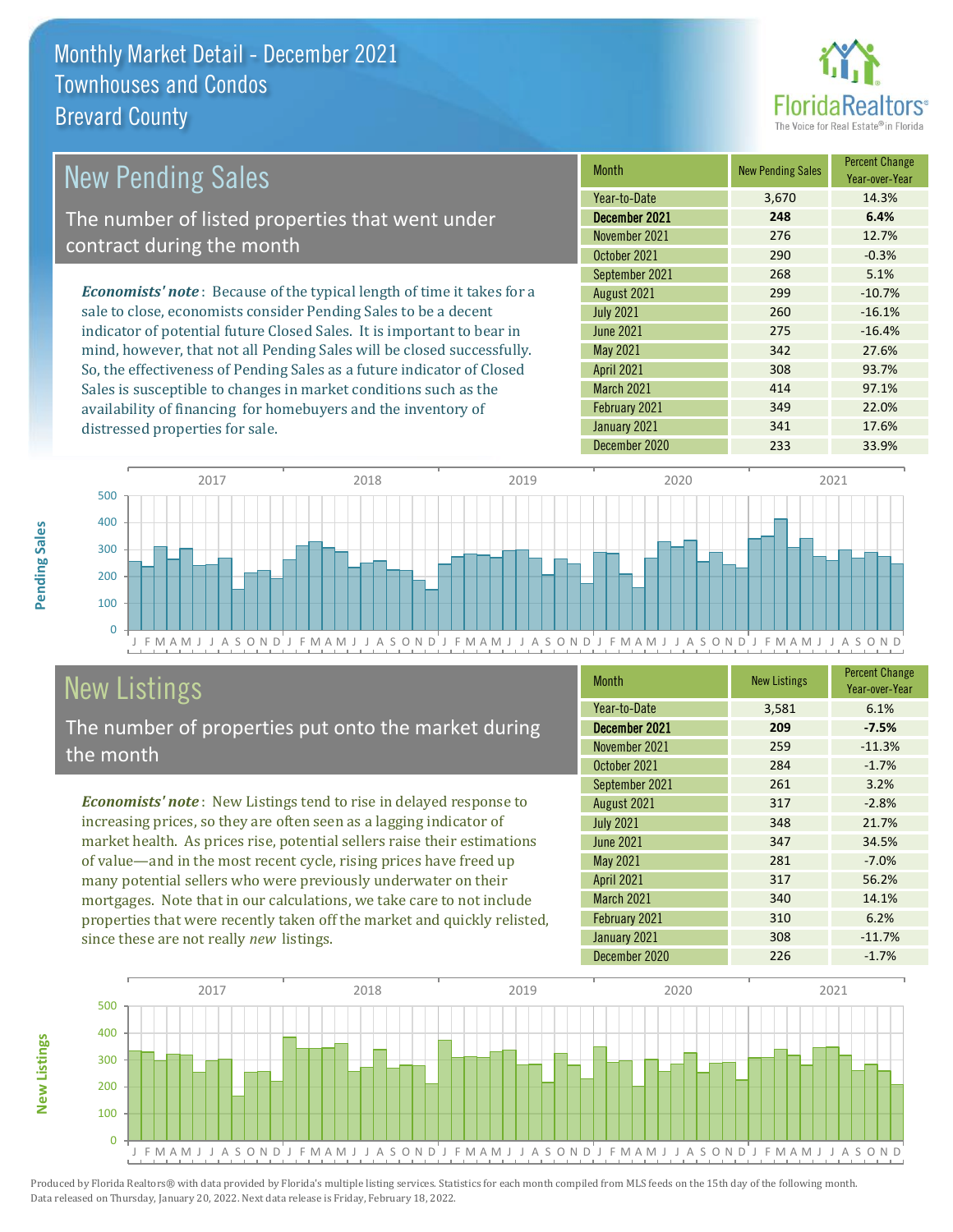# Monthly Market Detail - December 2021
## Townhouses and Condos
## Brevard County

## New Pending Sales

The number of listed properties that went under contract during the month

*Economists' note*: Because of the typical length of time it takes for a sale to close, economists consider Pending Sales to be a decent indicator of potential future Closed Sales. It is important to bear in mind, however, that not all Pending Sales will be closed successfully. So, the effectiveness of Pending Sales as a future indicator of Closed Sales is susceptible to changes in market conditions such as the availability of financing for homebuyers and the inventory of distressed properties for sale.

| Month | New Pending Sales | Percent Change Year-over-Year |
|---|---|---|
| Year-to-Date | 3,670 | 14.3% |
| **December 2021** | **248** | **6.4%** |
| November 2021 | 276 | 12.7% |
| October 2021 | 290 | -0.3% |
| September 2021 | 268 | 5.1% |
| August 2021 | 299 | -10.7% |
| July 2021 | 260 | -16.1% |
| June 2021 | 275 | -16.4% |
| May 2021 | 342 | 27.6% |
| April 2021 | 308 | 93.7% |
| March 2021 | 414 | 97.1% |
| February 2021 | 349 | 22.0% |
| January 2021 | 341 | 17.6% |
| December 2020 | 233 | 33.9% |

## New Listings

The number of properties put onto the market during the month

*Economists' note*: New Listings tend to rise in delayed response to increasing prices, so they are often seen as a lagging indicator of market health. As prices rise, potential sellers raise their estimations of value—and in the most recent cycle, rising prices have freed up many potential sellers who were previously underwater on their mortgages. Note that in our calculations, we take care to not include properties that were recently taken off the market and quickly relisted, since these are not really *new* listings.

| Month | New Listings | Percent Change Year-over-Year |
|---|---|---|
| Year-to-Date | 3,581 | 6.1% |
| **December 2021** | **209** | **-7.5%** |
| November 2021 | 259 | -11.3% |
| October 2021 | 284 | -1.7% |
| September 2021 | 261 | 3.2% |
| August 2021 | 317 | -2.8% |
| July 2021 | 348 | 21.7% |
| June 2021 | 347 | 34.5% |
| May 2021 | 281 | -7.0% |
| April 2021 | 317 | 56.2% |
| March 2021 | 340 | 14.1% |
| February 2021 | 310 | 6.2% |
| January 2021 | 308 | -11.7% |
| December 2020 | 226 | -1.7% |

Produced by Florida Realtors® with data provided by Florida's multiple listing services. Statistics for each month compiled from MLS feeds on the 15th day of the following month. Data released on Thursday, January 20, 2022. Next data release is Friday, February 18, 2022.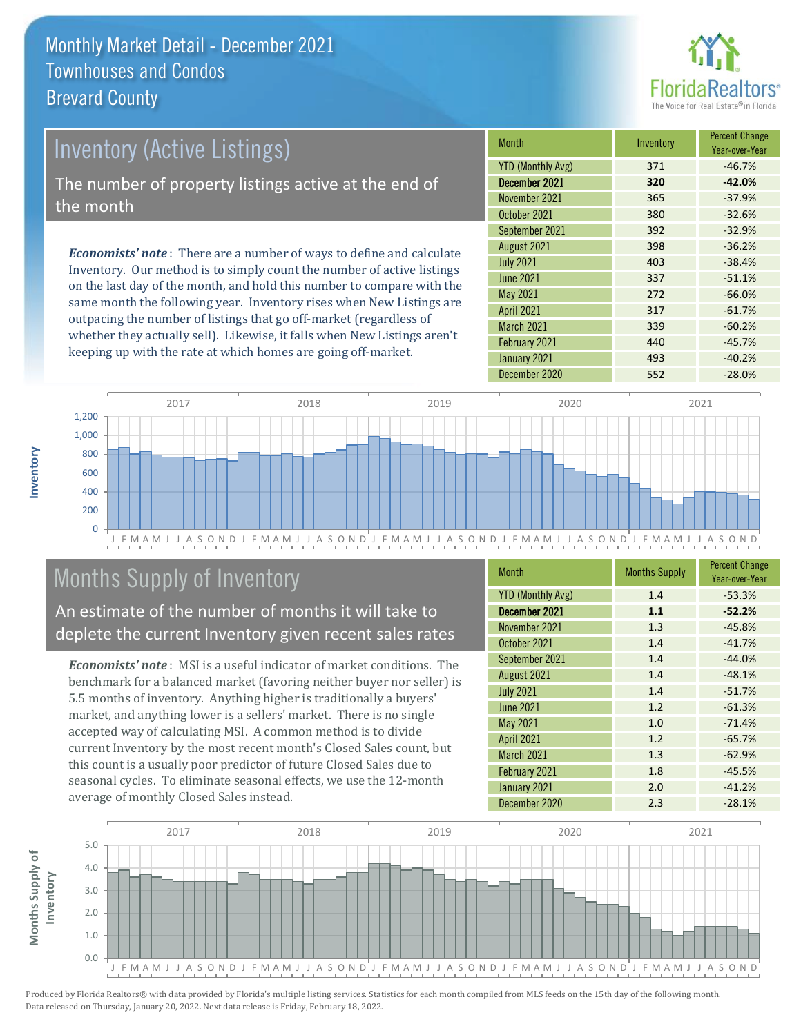# Monthly Market Detail - December 2021
## Townhouses and Condos
## Brevard County

## Inventory (Active Listings)

The number of property listings active at the end of the month

*Economists' note*: There are a number of ways to define and calculate Inventory. Our method is to simply count the number of active listings on the last day of the month, and hold this number to compare with the same month the following year. Inventory rises when New Listings are outpacing the number of listings that go off-market (regardless of whether they actually sell). Likewise, it falls when New Listings aren't keeping up with the rate at which homes are going off-market.

| Month | Inventory | Percent Change Year-over-Year |
|---|---|---|
| YTD (Monthly Avg) | 371 | -46.7% |
| **December 2021** | **320** | **-42.0%** |
| November 2021 | 365 | -37.9% |
| October 2021 | 380 | -32.6% |
| September 2021 | 392 | -32.9% |
| August 2021 | 398 | -36.2% |
| July 2021 | 403 | -38.4% |
| June 2021 | 337 | -51.1% |
| May 2021 | 272 | -66.0% |
| April 2021 | 317 | -61.7% |
| March 2021 | 339 | -60.2% |
| February 2021 | 440 | -45.7% |
| January 2021 | 493 | -40.2% |
| December 2020 | 552 | -28.0% |

## Months Supply of Inventory

An estimate of the number of months it will take to deplete the current Inventory given recent sales rates

*Economists' note*: MSI is a useful indicator of market conditions. The benchmark for a balanced market (favoring neither buyer nor seller) is 5.5 months of inventory. Anything higher is traditionally a buyers' market, and anything lower is a sellers' market. There is no single accepted way of calculating MSI. A common method is to divide current Inventory by the most recent month's Closed Sales count, but this count is a usually poor predictor of future Closed Sales due to seasonal cycles. To eliminate seasonal effects, we use the 12-month average of monthly Closed Sales instead.

| Month | Months Supply | Percent Change Year-over-Year |
|---|---|---|
| YTD (Monthly Avg) | 1.4 | -53.3% |
| **December 2021** | **1.1** | **-52.2%** |
| November 2021 | 1.3 | -45.8% |
| October 2021 | 1.4 | -41.7% |
| September 2021 | 1.4 | -44.0% |
| August 2021 | 1.4 | -48.1% |
| July 2021 | 1.4 | -51.7% |
| June 2021 | 1.2 | -61.3% |
| May 2021 | 1.0 | -71.4% |
| April 2021 | 1.2 | -65.7% |
| March 2021 | 1.3 | -62.9% |
| February 2021 | 1.8 | -45.5% |
| January 2021 | 2.0 | -41.2% |
| December 2020 | 2.3 | -28.1% |

Produced by Florida Realtors® with data provided by Florida's multiple listing services. Statistics for each month compiled from MLS feeds on the 15th day of the following month. Data released on Thursday, January 20, 2022. Next data release is Friday, February 18, 2022.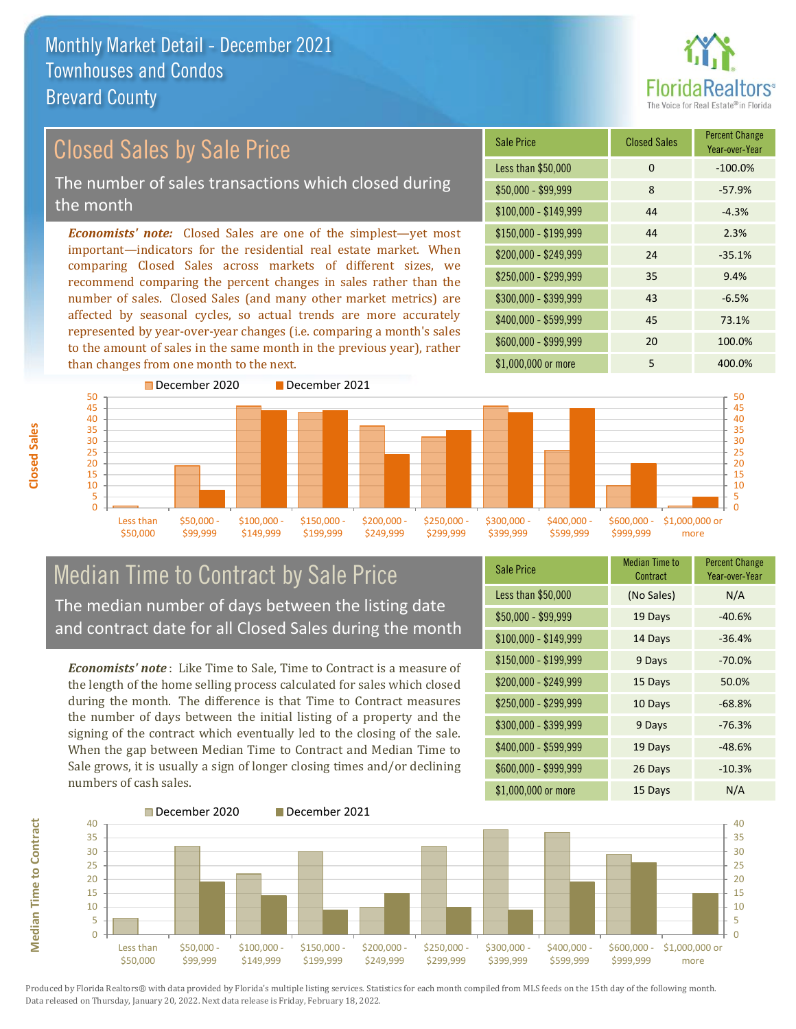# Monthly Market Detail - December 2021
## Townhouses and Condos
## Brevard County

## Closed Sales by Sale Price

The number of sales transactions which closed during the month

***Economists' note:*** Closed Sales are one of the simplest—yet most important—indicators for the residential real estate market. When comparing Closed Sales across markets of different sizes, we recommend comparing the percent changes in sales rather than the number of sales. Closed Sales (and many other market metrics) are affected by seasonal cycles, so actual trends are more accurately represented by year-over-year changes (i.e. comparing a month's sales to the amount of sales in the same month in the previous year), rather than changes from one month to the next.

| Sale Price | Closed Sales | Percent Change Year-over-Year |
|---|---|---|
| Less than $50,000 | 0 | -100.0% |
| $50,000 - $99,999 | 8 | -57.9% |
| $100,000 - $149,999 | 44 | -4.3% |
| $150,000 - $199,999 | 44 | 2.3% |
| $200,000 - $249,999 | 24 | -35.1% |
| $250,000 - $299,999 | 35 | 9.4% |
| $300,000 - $399,999 | 43 | -6.5% |
| $400,000 - $599,999 | 45 | 73.1% |
| $600,000 - $999,999 | 20 | 100.0% |
| $1,000,000 or more | 5 | 400.0% |

## Median Time to Contract by Sale Price

The median number of days between the listing date and contract date for all Closed Sales during the month

***Economists' note*** : Like Time to Sale, Time to Contract is a measure of the length of the home selling process calculated for sales which closed during the month. The difference is that Time to Contract measures the number of days between the initial listing of a property and the signing of the contract which eventually led to the closing of the sale. When the gap between Median Time to Contract and Median Time to Sale grows, it is usually a sign of longer closing times and/or declining numbers of cash sales.

| Sale Price | Median Time to Contract | Percent Change Year-over-Year |
|---|---|---|
| Less than $50,000 | (No Sales) | N/A |
| $50,000 - $99,999 | 19 Days | -40.6% |
| $100,000 - $149,999 | 14 Days | -36.4% |
| $150,000 - $199,999 | 9 Days | -70.0% |
| $200,000 - $249,999 | 15 Days | 50.0% |
| $250,000 - $299,999 | 10 Days | -68.8% |
| $300,000 - $399,999 | 9 Days | -76.3% |
| $400,000 - $599,999 | 19 Days | -48.6% |
| $600,000 - $999,999 | 26 Days | -10.3% |
| $1,000,000 or more | 15 Days | N/A |

Produced by Florida Realtors® with data provided by Florida's multiple listing services. Statistics for each month compiled from MLS feeds on the 15th day of the following month. Data released on Thursday, January 20, 2022. Next data release is Friday, February 18, 2022.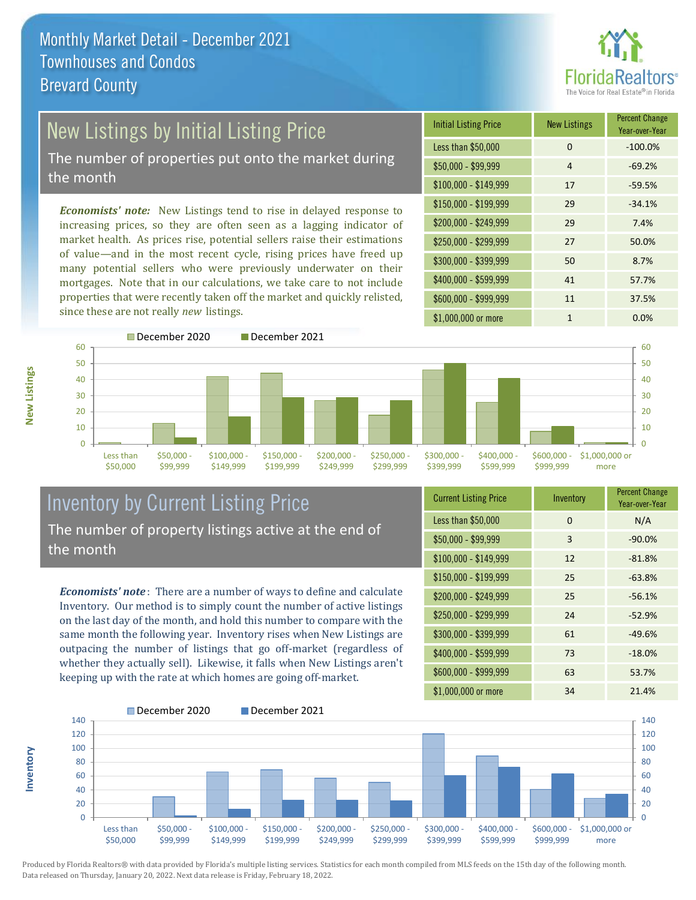Monthly Market Detail - December 2021
Townhouses and Condos
Brevard County

## New Listings by Initial Listing Price

The number of properties put onto the market during the month

*Economists' note:* New Listings tend to rise in delayed response to increasing prices, so they are often seen as a lagging indicator of market health. As prices rise, potential sellers raise their estimations of value—and in the most recent cycle, rising prices have freed up many potential sellers who were previously underwater on their mortgages. Note that in our calculations, we take care to not include properties that were recently taken off the market and quickly relisted, since these are not really *new* listings.

| Initial Listing Price | New Listings | Percent Change Year-over-Year |
|---|---|---|
| Less than $50,000 | 0 | -100.0% |
| $50,000 - $99,999 | 4 | -69.2% |
| $100,000 - $149,999 | 17 | -59.5% |
| $150,000 - $199,999 | 29 | -34.1% |
| $200,000 - $249,999 | 29 | 7.4% |
| $250,000 - $299,999 | 27 | 50.0% |
| $300,000 - $399,999 | 50 | 8.7% |
| $400,000 - $599,999 | 41 | 57.7% |
| $600,000 - $999,999 | 11 | 37.5% |
| $1,000,000 or more | 1 | 0.0% |

## Inventory by Current Listing Price

The number of property listings active at the end of the month

*Economists' note*: There are a number of ways to define and calculate Inventory. Our method is to simply count the number of active listings on the last day of the month, and hold this number to compare with the same month the following year. Inventory rises when New Listings are outpacing the number of listings that go off-market (regardless of whether they actually sell). Likewise, it falls when New Listings aren't keeping up with the rate at which homes are going off-market.

| Current Listing Price | Inventory | Percent Change Year-over-Year |
|---|---|---|
| Less than $50,000 | 0 | N/A |
| $50,000 - $99,999 | 3 | -90.0% |
| $100,000 - $149,999 | 12 | -81.8% |
| $150,000 - $199,999 | 25 | -63.8% |
| $200,000 - $249,999 | 25 | -56.1% |
| $250,000 - $299,999 | 24 | -52.9% |
| $300,000 - $399,999 | 61 | -49.6% |
| $400,000 - $599,999 | 73 | -18.0% |
| $600,000 - $999,999 | 63 | 53.7% |
| $1,000,000 or more | 34 | 21.4% |

Produced by Florida Realtors® with data provided by Florida's multiple listing services. Statistics for each month compiled from MLS feeds on the 15th day of the following month. Data released on Thursday, January 20, 2022. Next data release is Friday, February 18, 2022.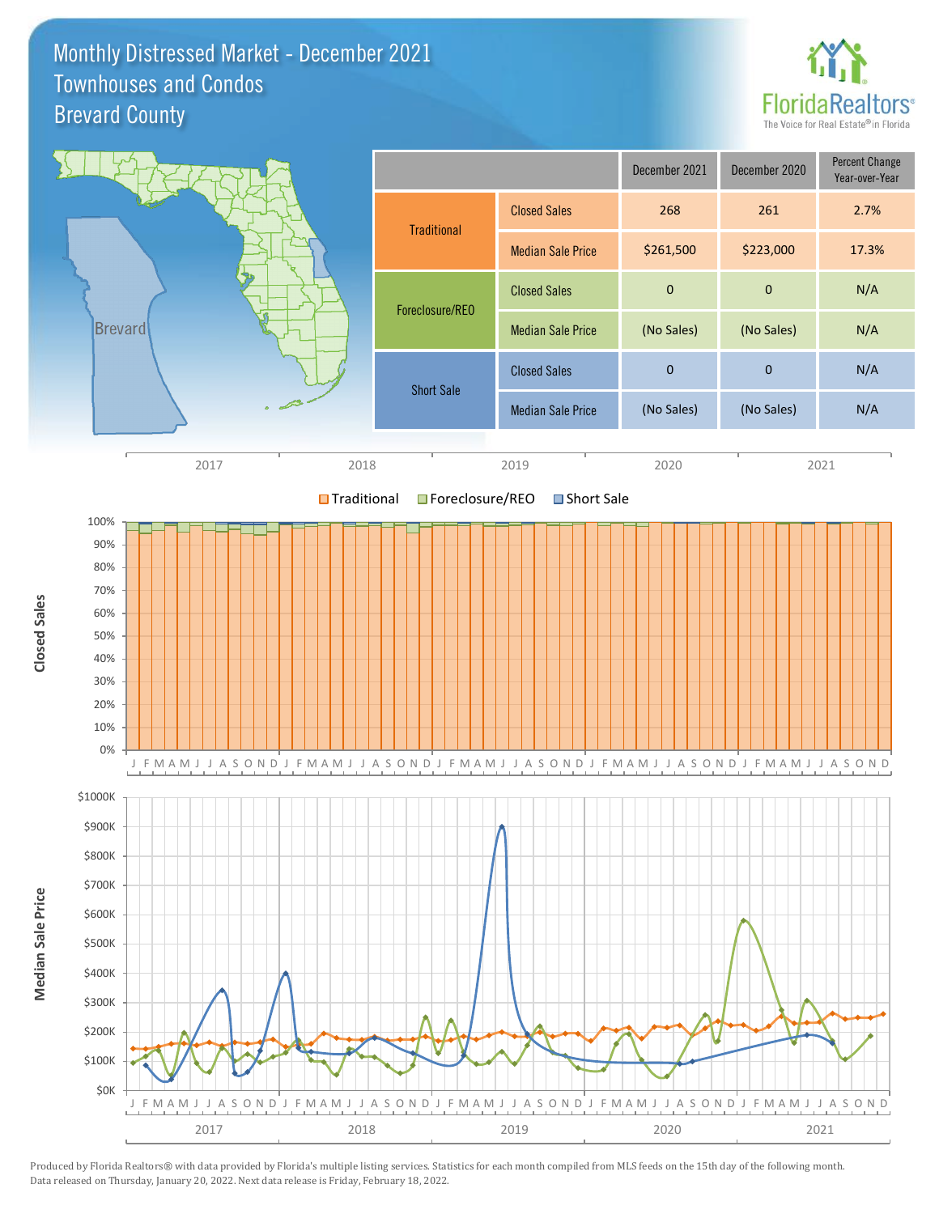# Monthly Distressed Market - December 2021
## Townhouses and Condos
## Brevard County

FloridaRealtors®
The Voice for Real Estate® in Florida

Brevard

| | | December 2021 | December 2020 | Percent Change Year-over-Year |
|---|---|---|---|---|
| Traditional | Closed Sales | 268 | 261 | 2.7% |
| | Median Sale Price | $261,500 | $223,000 | 17.3% |
| Foreclosure/REO | Closed Sales | 0 | 0 | N/A |
| | Median Sale Price | (No Sales) | (No Sales) | N/A |
| Short Sale | Closed Sales | 0 | 0 | N/A |
| | Median Sale Price | (No Sales) | (No Sales) | N/A |

2017 2018 2019 2020 2021

Traditional  Foreclosure/REO  Short Sale

Closed Sales

100% 90% 80% 70% 60% 50% 40% 30% 20% 10% 0%

J F M A M J J A S O N D J F M A M J J A S O N D J F M A M J J A S O N D J F M A M J J A S O N D J F M A M J J A S O N D

Median Sale Price

$1000K $900K $800K $700K $600K $500K $400K $300K $200K $100K $0K

J F M A M J J A S O N D J F M A M J J A S O N D J F M A M J J A S O N D J F M A M J J A S O N D J F M A M J J A S O N D

2017 2018 2019 2020 2021

Produced by Florida Realtors® with data provided by Florida's multiple listing services. Statistics for each month compiled from MLS feeds on the 15th day of the following month. Data released on Thursday, January 20, 2022. Next data release is Friday, February 18, 2022.